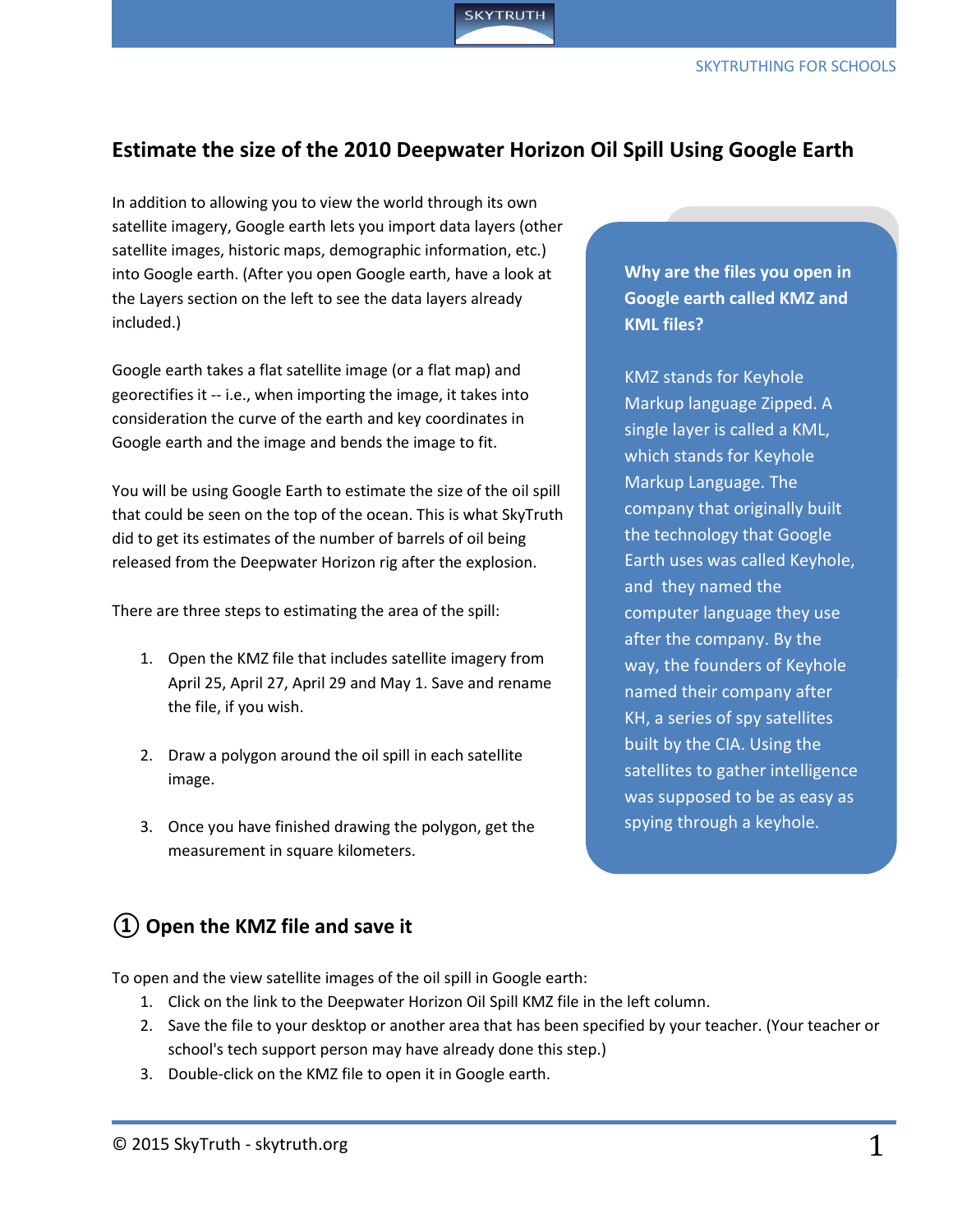# Estimate the size of the 2010 Deepwater Horizon Oil Spill Using Google Earth

In addition to allowing you to view the world through its own satellite imagery, Google earth lets you import data layers (other satellite images, historic maps, demographic information, etc.) into Google earth. (After you open Google earth, have a look at the Layers section on the left to see the data layers already included.)

Google earth takes a flat satellite image (or a flat map) and georectifies it -- i.e., when importing the image, it takes into consideration the curve of the earth and key coordinates in Google earth and the image and bends the image to fit.

You will be using Google Earth to estimate the size of the oil spill that could be seen on the top of the ocean. This is what SkyTruth did to get its estimates of the number of barrels of oil being released from the Deepwater Horizon rig after the explosion.

There are three steps to estimating the area of the spill:

1. Open the KMZ file that includes satellite imagery from April 25, April 27, April 29 and May 1. Save and rename the file, if you wish.
2. Draw a polygon around the oil spill in each satellite image.
3. Once you have finished drawing the polygon, get the measurement in square kilometers.

**Why are the files you open in Google earth called KMZ and KML files?**

KMZ stands for Keyhole Markup language Zipped. A single layer is called a KML, which stands for Keyhole Markup Language. The company that originally built the technology that Google Earth uses was called Keyhole, and they named the computer language they use after the company. By the way, the founders of Keyhole named their company after KH, a series of spy satellites built by the CIA. Using the satellites to gather intelligence was supposed to be as easy as spying through a keyhole.

## ① Open the KMZ file and save it

To open and the view satellite images of the oil spill in Google earth:

1. Click on the link to the Deepwater Horizon Oil Spill KMZ file in the left column.
2. Save the file to your desktop or another area that has been specified by your teacher. (Your teacher or school's tech support person may have already done this step.)
3. Double-click on the KMZ file to open it in Google earth.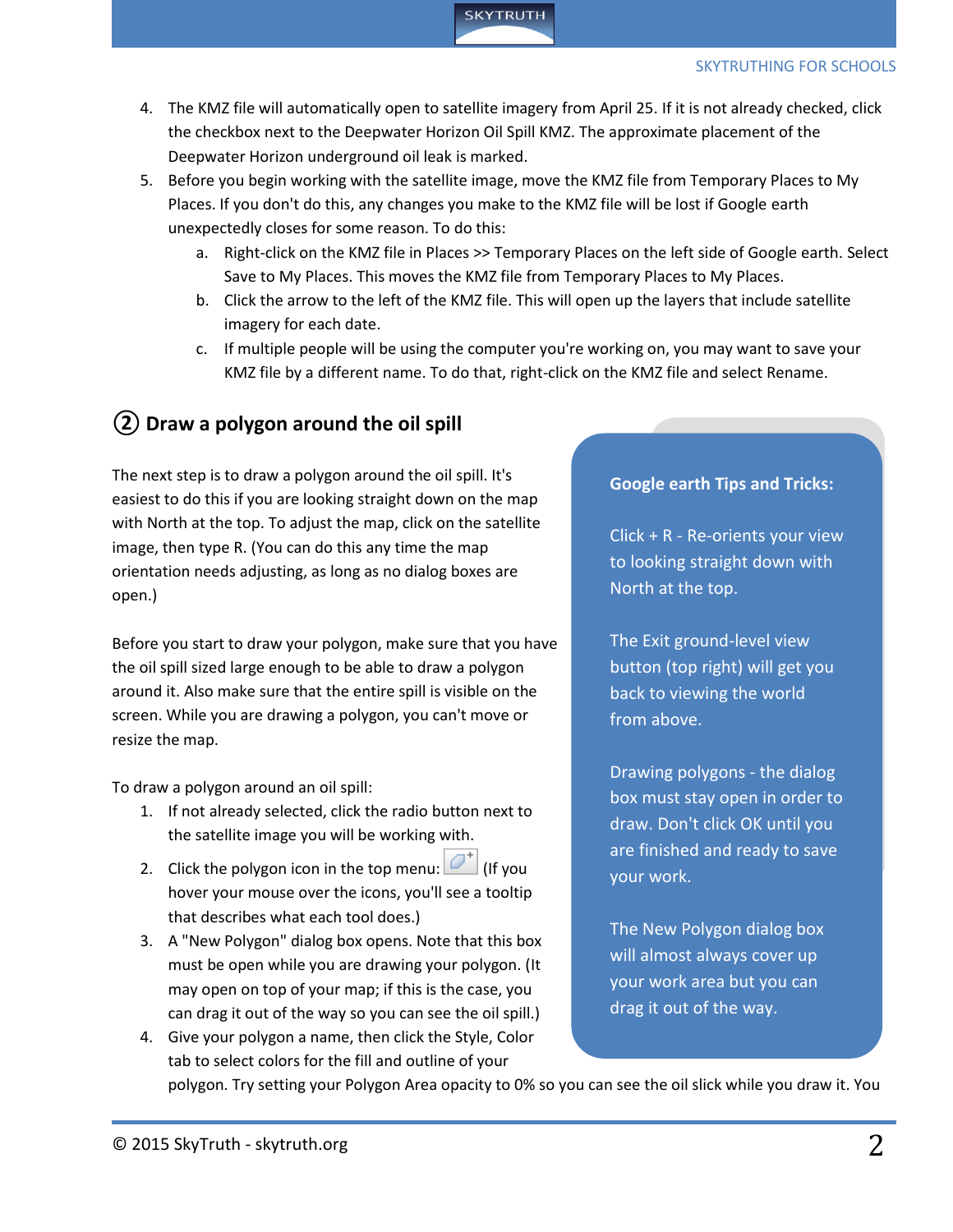4. The KMZ file will automatically open to satellite imagery from April 25. If it is not already checked, click the checkbox next to the Deepwater Horizon Oil Spill KMZ. The approximate placement of the Deepwater Horizon underground oil leak is marked.
5. Before you begin working with the satellite image, move the KMZ file from Temporary Places to My Places. If you don't do this, any changes you make to the KMZ file will be lost if Google earth unexpectedly closes for some reason. To do this:
   a. Right-click on the KMZ file in Places >> Temporary Places on the left side of Google earth. Select Save to My Places. This moves the KMZ file from Temporary Places to My Places.
   b. Click the arrow to the left of the KMZ file. This will open up the layers that include satellite imagery for each date.
   c. If multiple people will be using the computer you're working on, you may want to save your KMZ file by a different name. To do that, right-click on the KMZ file and select Rename.

## ② Draw a polygon around the oil spill

The next step is to draw a polygon around the oil spill. It's easiest to do this if you are looking straight down on the map with North at the top. To adjust the map, click on the satellite image, then type R. (You can do this any time the map orientation needs adjusting, as long as no dialog boxes are open.)

Before you start to draw your polygon, make sure that you have the oil spill sized large enough to be able to draw a polygon around it. Also make sure that the entire spill is visible on the screen. While you are drawing a polygon, you can't move or resize the map.

To draw a polygon around an oil spill:

1. If not already selected, click the radio button next to the satellite image you will be working with.
2. Click the polygon icon in the top menu: (If you hover your mouse over the icons, you'll see a tooltip that describes what each tool does.)
3. A "New Polygon" dialog box opens. Note that this box must be open while you are drawing your polygon. (It may open on top of your map; if this is the case, you can drag it out of the way so you can see the oil spill.)
4. Give your polygon a name, then click the Style, Color tab to select colors for the fill and outline of your polygon. Try setting your Polygon Area opacity to 0% so you can see the oil slick while you draw it. You

> **Google earth Tips and Tricks:**
>
> Click + R - Re-orients your view to looking straight down with North at the top.
>
> The Exit ground-level view button (top right) will get you back to viewing the world from above.
>
> Drawing polygons - the dialog box must stay open in order to draw. Don't click OK until you are finished and ready to save your work.
>
> The New Polygon dialog box will almost always cover up your work area but you can drag it out of the way.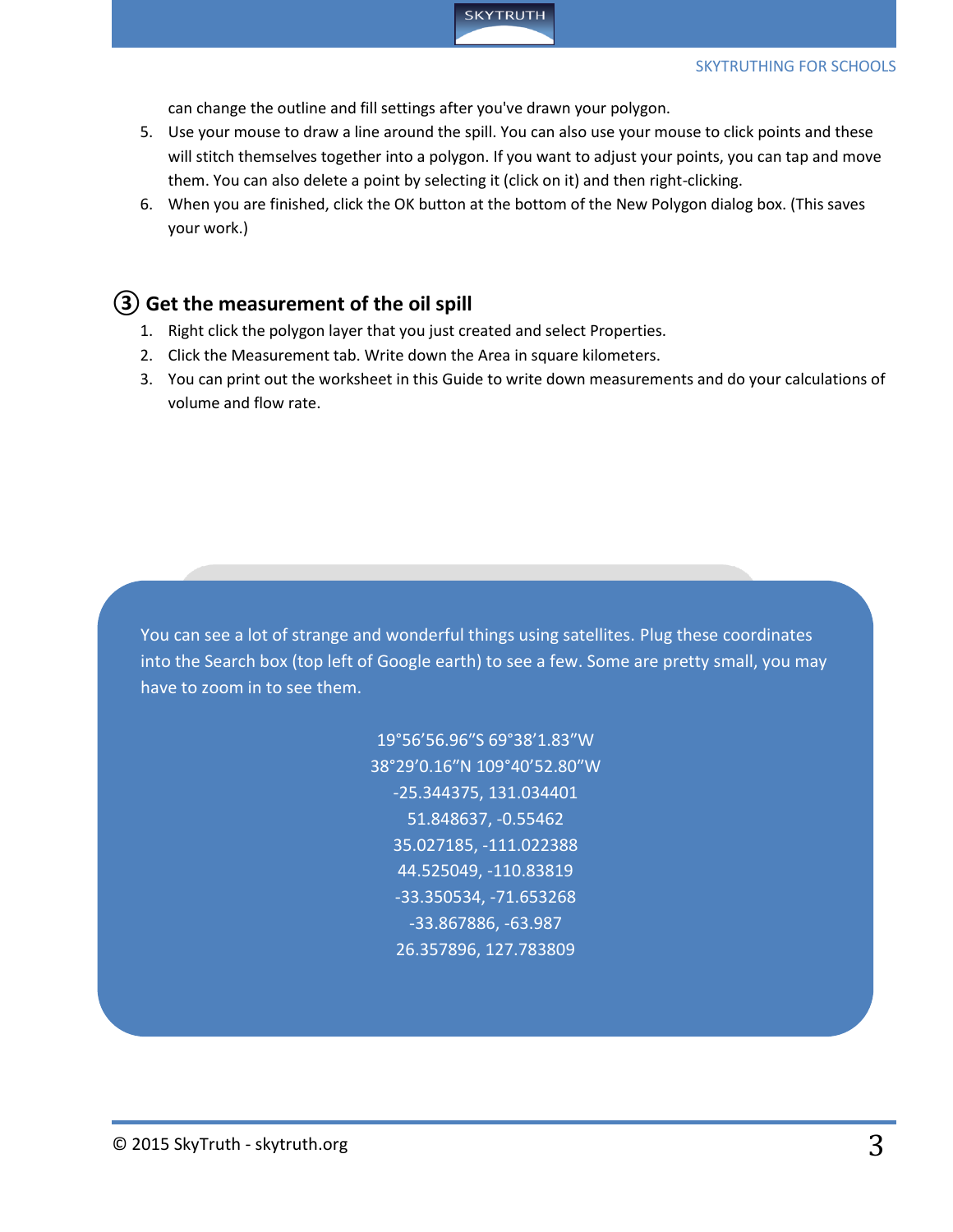can change the outline and fill settings after you've drawn your polygon.

5. Use your mouse to draw a line around the spill. You can also use your mouse to click points and these will stitch themselves together into a polygon. If you want to adjust your points, you can tap and move them. You can also delete a point by selecting it (click on it) and then right-clicking.
6. When you are finished, click the OK button at the bottom of the New Polygon dialog box. (This saves your work.)

## ③ Get the measurement of the oil spill

1. Right click the polygon layer that you just created and select Properties.
2. Click the Measurement tab. Write down the Area in square kilometers.
3. You can print out the worksheet in this Guide to write down measurements and do your calculations of volume and flow rate.

You can see a lot of strange and wonderful things using satellites. Plug these coordinates into the Search box (top left of Google earth) to see a few. Some are pretty small, you may have to zoom in to see them.

19°56'56.96"S 69°38'1.83"W
38°29'0.16"N 109°40'52.80"W
-25.344375, 131.034401
51.848637, -0.55462
35.027185, -111.022388
44.525049, -110.83819
-33.350534, -71.653268
-33.867886, -63.987
26.357896, 127.783809

© 2015 SkyTruth - skytruth.org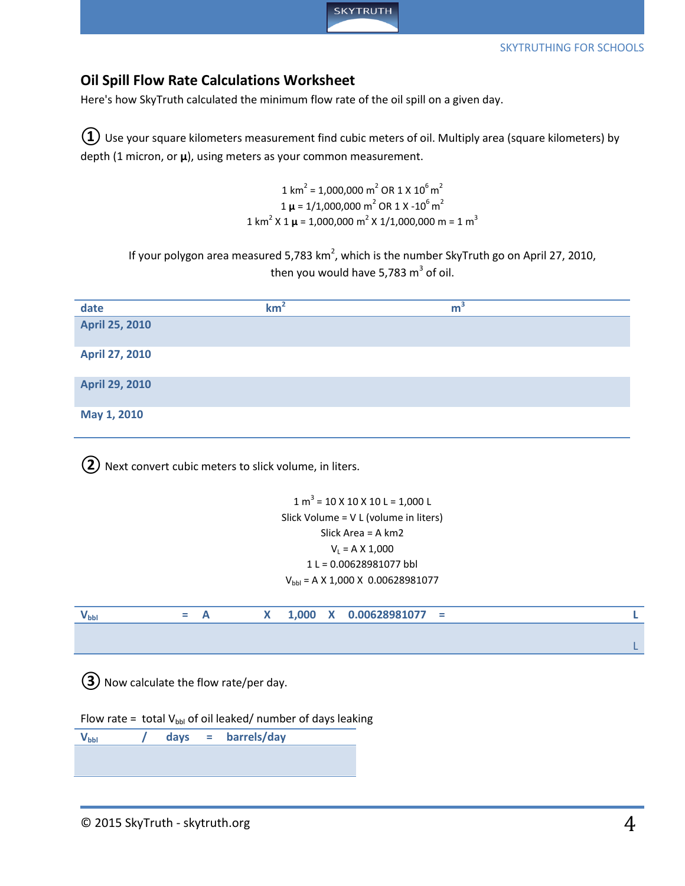## Oil Spill Flow Rate Calculations Worksheet

Here's how SkyTruth calculated the minimum flow rate of the oil spill on a given day.

① Use your square kilometers measurement find cubic meters of oil. Multiply area (square kilometers) by depth (1 micron, or **μ**), using meters as your common measurement.

$$1\ km^2 = 1{,}000{,}000\ m^2 \text{ OR } 1 \times 10^6\ m^2$$
$$1\ \mu = 1/1{,}000{,}000\ m^2 \text{ OR } 1 \times -10^6\ m^2$$
$$1\ km^2 \times 1\ \mu = 1{,}000{,}000\ m^2 \times 1/1{,}000{,}000\ m = 1\ m^3$$

If your polygon area measured 5,783 $km^2$, which is the number SkyTruth go on April 27, 2010, then you would have 5,783 $m^3$ of oil.

| date | $km^2$ | $m^3$ |
|---|---|---|
| April 25, 2010 | | |
| April 27, 2010 | | |
| April 29, 2010 | | |
| May 1, 2010 | | |

② Next convert cubic meters to slick volume, in liters.

$$1\ m^3 = 10 \times 10 \times 10\ L = 1{,}000\ L$$
Slick Volume = V L (volume in liters)
Slick Area = A km2
$$V_L = A \times 1{,}000$$
$$1\ L = 0.00628981077\ bbl$$
$$V_{bbl} = A \times 1{,}000 \times 0.00628981077$$

| $V_{bbl}$ | = | A | X | 1,000 | X | 0.00628981077 | = | L |
|---|---|---|---|---|---|---|---|---|
| | | | | | | | | L |

③ Now calculate the flow rate/per day.

Flow rate = total $V_{bbl}$ of oil leaked/ number of days leaking

| $V_{bbl}$ | / | days | = | barrels/day |
|---|---|---|---|---|
| | | | | |